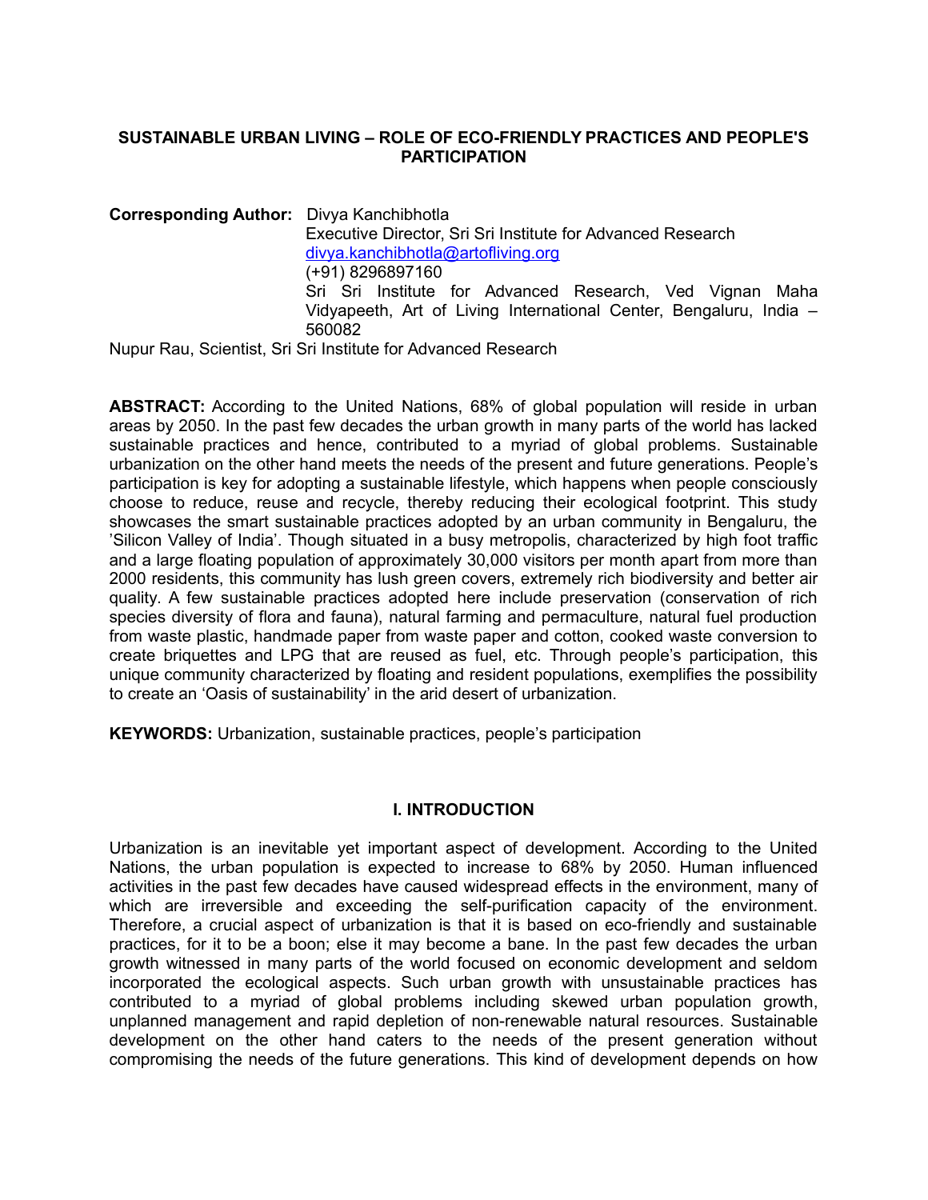# SUSTAINABLE URBAN LIVING – ROLE OF ECO-FRIENDLY PRACTICES AND PEOPLE'S PARTICIPATION

**Corresponding Author:** Divya Kanchibhotla
Executive Director, Sri Sri Institute for Advanced Research
divya.kanchibhotla@artofliving.org
(+91) 8296897160
Sri Sri Institute for Advanced Research, Ved Vignan Maha Vidyapeeth, Art of Living International Center, Bengaluru, India – 560082

Nupur Rau, Scientist, Sri Sri Institute for Advanced Research

**ABSTRACT:** According to the United Nations, 68% of global population will reside in urban areas by 2050. In the past few decades the urban growth in many parts of the world has lacked sustainable practices and hence, contributed to a myriad of global problems. Sustainable urbanization on the other hand meets the needs of the present and future generations. People's participation is key for adopting a sustainable lifestyle, which happens when people consciously choose to reduce, reuse and recycle, thereby reducing their ecological footprint. This study showcases the smart sustainable practices adopted by an urban community in Bengaluru, the 'Silicon Valley of India'. Though situated in a busy metropolis, characterized by high foot traffic and a large floating population of approximately 30,000 visitors per month apart from more than 2000 residents, this community has lush green covers, extremely rich biodiversity and better air quality. A few sustainable practices adopted here include preservation (conservation of rich species diversity of flora and fauna), natural farming and permaculture, natural fuel production from waste plastic, handmade paper from waste paper and cotton, cooked waste conversion to create briquettes and LPG that are reused as fuel, etc. Through people's participation, this unique community characterized by floating and resident populations, exemplifies the possibility to create an 'Oasis of sustainability' in the arid desert of urbanization.

**KEYWORDS:** Urbanization, sustainable practices, people's participation

## I. INTRODUCTION

Urbanization is an inevitable yet important aspect of development. According to the United Nations, the urban population is expected to increase to 68% by 2050. Human influenced activities in the past few decades have caused widespread effects in the environment, many of which are irreversible and exceeding the self-purification capacity of the environment. Therefore, a crucial aspect of urbanization is that it is based on eco-friendly and sustainable practices, for it to be a boon; else it may become a bane. In the past few decades the urban growth witnessed in many parts of the world focused on economic development and seldom incorporated the ecological aspects. Such urban growth with unsustainable practices has contributed to a myriad of global problems including skewed urban population growth, unplanned management and rapid depletion of non-renewable natural resources. Sustainable development on the other hand caters to the needs of the present generation without compromising the needs of the future generations. This kind of development depends on how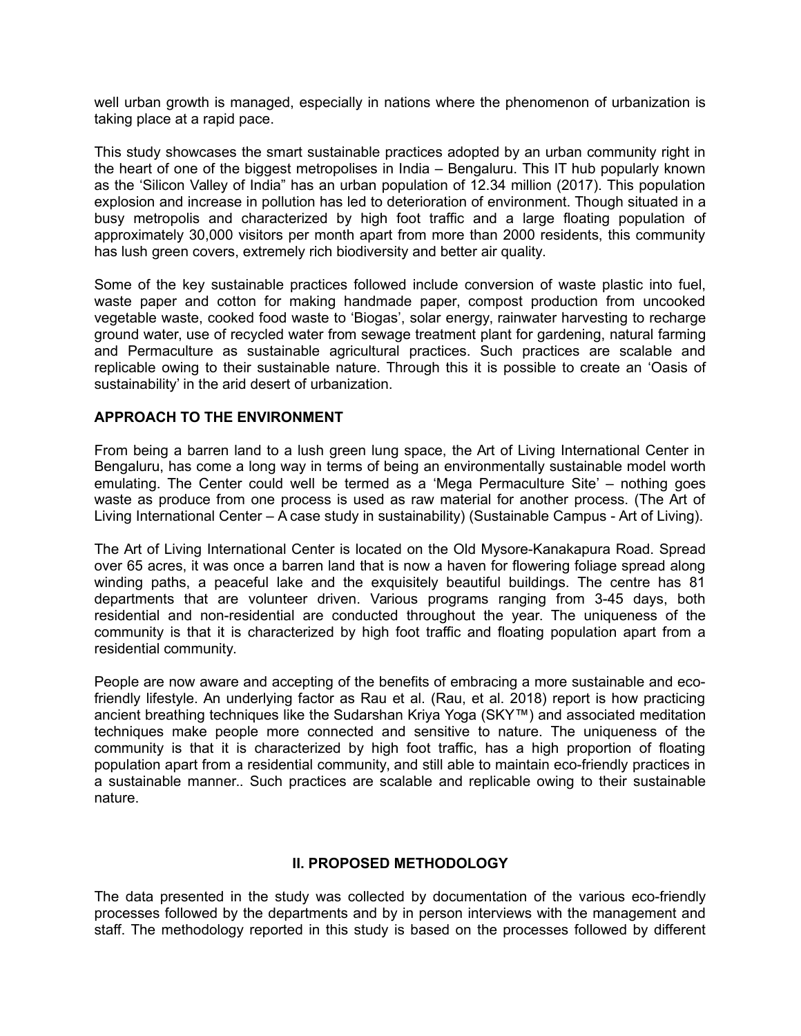well urban growth is managed, especially in nations where the phenomenon of urbanization is taking place at a rapid pace.

This study showcases the smart sustainable practices adopted by an urban community right in the heart of one of the biggest metropolises in India – Bengaluru. This IT hub popularly known as the 'Silicon Valley of India" has an urban population of 12.34 million (2017). This population explosion and increase in pollution has led to deterioration of environment. Though situated in a busy metropolis and characterized by high foot traffic and a large floating population of approximately 30,000 visitors per month apart from more than 2000 residents, this community has lush green covers, extremely rich biodiversity and better air quality.

Some of the key sustainable practices followed include conversion of waste plastic into fuel, waste paper and cotton for making handmade paper, compost production from uncooked vegetable waste, cooked food waste to 'Biogas', solar energy, rainwater harvesting to recharge ground water, use of recycled water from sewage treatment plant for gardening, natural farming and Permaculture as sustainable agricultural practices. Such practices are scalable and replicable owing to their sustainable nature. Through this it is possible to create an 'Oasis of sustainability' in the arid desert of urbanization.

## APPROACH TO THE ENVIRONMENT

From being a barren land to a lush green lung space, the Art of Living International Center in Bengaluru, has come a long way in terms of being an environmentally sustainable model worth emulating. The Center could well be termed as a 'Mega Permaculture Site' – nothing goes waste as produce from one process is used as raw material for another process. (The Art of Living International Center – A case study in sustainability) (Sustainable Campus - Art of Living).

The Art of Living International Center is located on the Old Mysore-Kanakapura Road. Spread over 65 acres, it was once a barren land that is now a haven for flowering foliage spread along winding paths, a peaceful lake and the exquisitely beautiful buildings. The centre has 81 departments that are volunteer driven. Various programs ranging from 3-45 days, both residential and non-residential are conducted throughout the year. The uniqueness of the community is that it is characterized by high foot traffic and floating population apart from a residential community.

People are now aware and accepting of the benefits of embracing a more sustainable and eco-friendly lifestyle. An underlying factor as Rau et al. (Rau, et al. 2018) report is how practicing ancient breathing techniques like the Sudarshan Kriya Yoga (SKY™) and associated meditation techniques make people more connected and sensitive to nature. The uniqueness of the community is that it is characterized by high foot traffic, has a high proportion of floating population apart from a residential community, and still able to maintain eco-friendly practices in a sustainable manner.. Such practices are scalable and replicable owing to their sustainable nature.

## II. PROPOSED METHODOLOGY

The data presented in the study was collected by documentation of the various eco-friendly processes followed by the departments and by in person interviews with the management and staff. The methodology reported in this study is based on the processes followed by different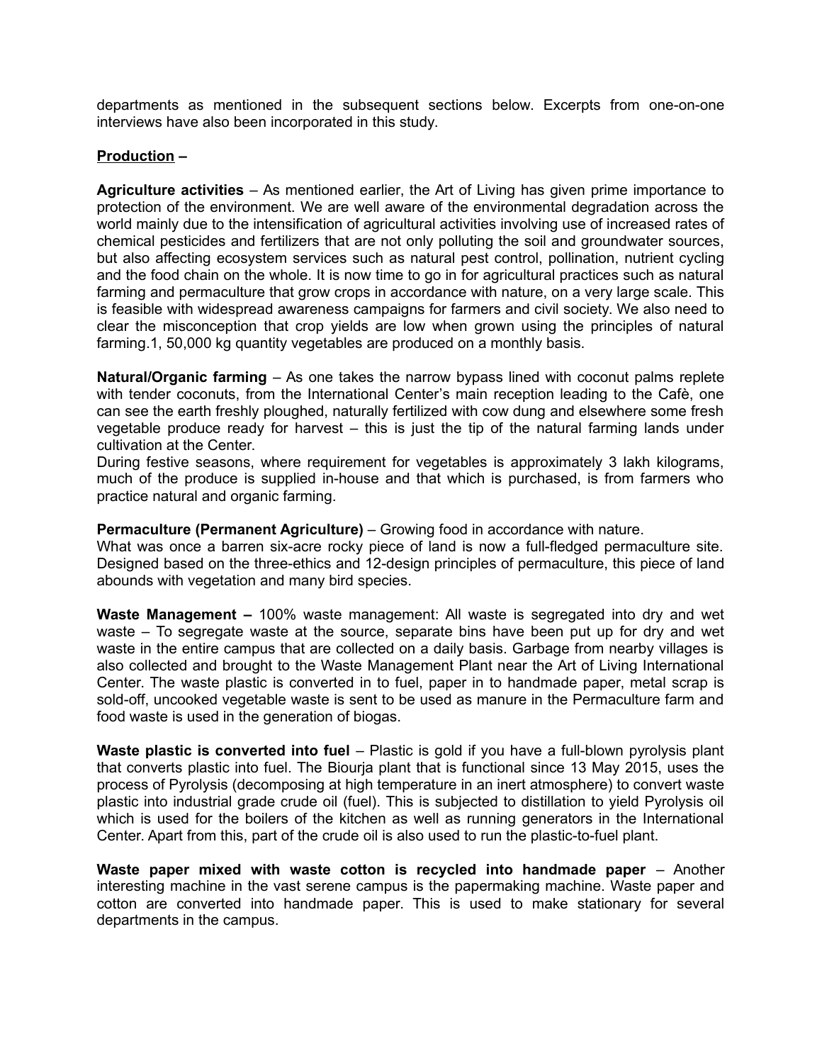departments as mentioned in the subsequent sections below. Excerpts from one-on-one interviews have also been incorporated in this study.

**Production –**

**Agriculture activities** – As mentioned earlier, the Art of Living has given prime importance to protection of the environment. We are well aware of the environmental degradation across the world mainly due to the intensification of agricultural activities involving use of increased rates of chemical pesticides and fertilizers that are not only polluting the soil and groundwater sources, but also affecting ecosystem services such as natural pest control, pollination, nutrient cycling and the food chain on the whole. It is now time to go in for agricultural practices such as natural farming and permaculture that grow crops in accordance with nature, on a very large scale. This is feasible with widespread awareness campaigns for farmers and civil society. We also need to clear the misconception that crop yields are low when grown using the principles of natural farming.1, 50,000 kg quantity vegetables are produced on a monthly basis.

**Natural/Organic farming** – As one takes the narrow bypass lined with coconut palms replete with tender coconuts, from the International Center's main reception leading to the Cafè, one can see the earth freshly ploughed, naturally fertilized with cow dung and elsewhere some fresh vegetable produce ready for harvest – this is just the tip of the natural farming lands under cultivation at the Center.
During festive seasons, where requirement for vegetables is approximately 3 lakh kilograms, much of the produce is supplied in-house and that which is purchased, is from farmers who practice natural and organic farming.

**Permaculture (Permanent Agriculture)** – Growing food in accordance with nature.
What was once a barren six-acre rocky piece of land is now a full-fledged permaculture site. Designed based on the three-ethics and 12-design principles of permaculture, this piece of land abounds with vegetation and many bird species.

**Waste Management –** 100% waste management: All waste is segregated into dry and wet waste – To segregate waste at the source, separate bins have been put up for dry and wet waste in the entire campus that are collected on a daily basis. Garbage from nearby villages is also collected and brought to the Waste Management Plant near the Art of Living International Center. The waste plastic is converted in to fuel, paper in to handmade paper, metal scrap is sold-off, uncooked vegetable waste is sent to be used as manure in the Permaculture farm and food waste is used in the generation of biogas.

**Waste plastic is converted into fuel** – Plastic is gold if you have a full-blown pyrolysis plant that converts plastic into fuel. The Biourja plant that is functional since 13 May 2015, uses the process of Pyrolysis (decomposing at high temperature in an inert atmosphere) to convert waste plastic into industrial grade crude oil (fuel). This is subjected to distillation to yield Pyrolysis oil which is used for the boilers of the kitchen as well as running generators in the International Center. Apart from this, part of the crude oil is also used to run the plastic-to-fuel plant.

**Waste paper mixed with waste cotton is recycled into handmade paper** – Another interesting machine in the vast serene campus is the papermaking machine. Waste paper and cotton are converted into handmade paper. This is used to make stationary for several departments in the campus.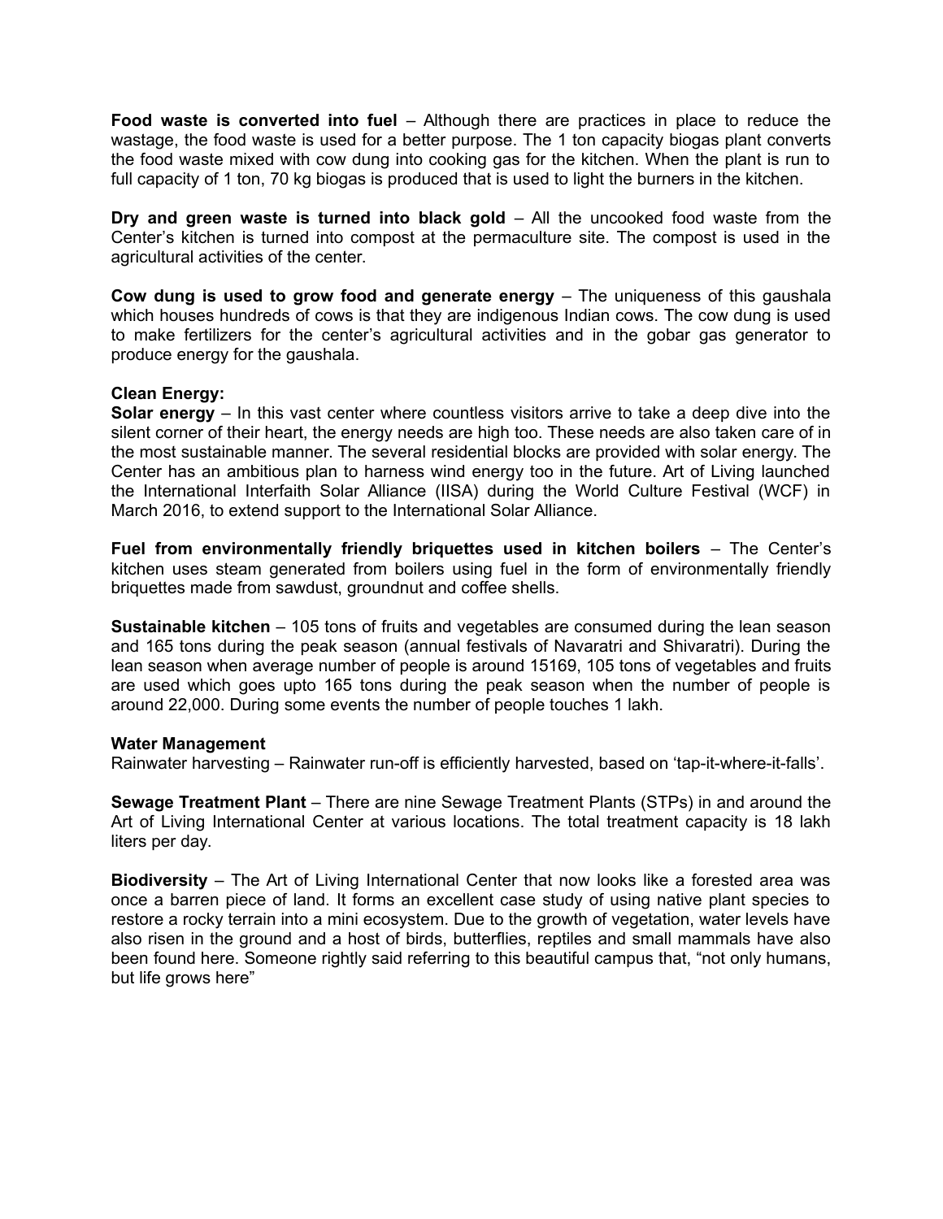**Food waste is converted into fuel** – Although there are practices in place to reduce the wastage, the food waste is used for a better purpose. The 1 ton capacity biogas plant converts the food waste mixed with cow dung into cooking gas for the kitchen. When the plant is run to full capacity of 1 ton, 70 kg biogas is produced that is used to light the burners in the kitchen.

**Dry and green waste is turned into black gold** – All the uncooked food waste from the Center's kitchen is turned into compost at the permaculture site. The compost is used in the agricultural activities of the center.

**Cow dung is used to grow food and generate energy** – The uniqueness of this gaushala which houses hundreds of cows is that they are indigenous Indian cows. The cow dung is used to make fertilizers for the center's agricultural activities and in the gobar gas generator to produce energy for the gaushala.

**Clean Energy:**

**Solar energy** – In this vast center where countless visitors arrive to take a deep dive into the silent corner of their heart, the energy needs are high too. These needs are also taken care of in the most sustainable manner. The several residential blocks are provided with solar energy. The Center has an ambitious plan to harness wind energy too in the future. Art of Living launched the International Interfaith Solar Alliance (IISA) during the World Culture Festival (WCF) in March 2016, to extend support to the International Solar Alliance.

**Fuel from environmentally friendly briquettes used in kitchen boilers** – The Center's kitchen uses steam generated from boilers using fuel in the form of environmentally friendly briquettes made from sawdust, groundnut and coffee shells.

**Sustainable kitchen** – 105 tons of fruits and vegetables are consumed during the lean season and 165 tons during the peak season (annual festivals of Navaratri and Shivaratri). During the lean season when average number of people is around 15169, 105 tons of vegetables and fruits are used which goes upto 165 tons during the peak season when the number of people is around 22,000. During some events the number of people touches 1 lakh.

**Water Management**

Rainwater harvesting – Rainwater run-off is efficiently harvested, based on 'tap-it-where-it-falls'.

**Sewage Treatment Plant** – There are nine Sewage Treatment Plants (STPs) in and around the Art of Living International Center at various locations. The total treatment capacity is 18 lakh liters per day.

**Biodiversity** – The Art of Living International Center that now looks like a forested area was once a barren piece of land. It forms an excellent case study of using native plant species to restore a rocky terrain into a mini ecosystem. Due to the growth of vegetation, water levels have also risen in the ground and a host of birds, butterflies, reptiles and small mammals have also been found here. Someone rightly said referring to this beautiful campus that, "not only humans, but life grows here"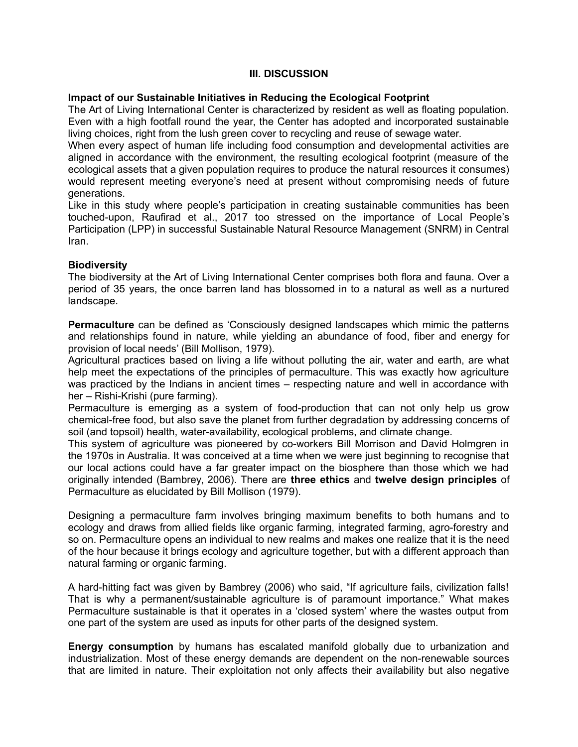## III. DISCUSSION

**Impact of our Sustainable Initiatives in Reducing the Ecological Footprint**

The Art of Living International Center is characterized by resident as well as floating population. Even with a high footfall round the year, the Center has adopted and incorporated sustainable living choices, right from the lush green cover to recycling and reuse of sewage water.

When every aspect of human life including food consumption and developmental activities are aligned in accordance with the environment, the resulting ecological footprint (measure of the ecological assets that a given population requires to produce the natural resources it consumes) would represent meeting everyone's need at present without compromising needs of future generations.

Like in this study where people's participation in creating sustainable communities has been touched-upon, Raufirad et al., 2017 too stressed on the importance of Local People's Participation (LPP) in successful Sustainable Natural Resource Management (SNRM) in Central Iran.

**Biodiversity**

The biodiversity at the Art of Living International Center comprises both flora and fauna. Over a period of 35 years, the once barren land has blossomed in to a natural as well as a nurtured landscape.

**Permaculture** can be defined as 'Consciously designed landscapes which mimic the patterns and relationships found in nature, while yielding an abundance of food, fiber and energy for provision of local needs' (Bill Mollison, 1979).

Agricultural practices based on living a life without polluting the air, water and earth, are what help meet the expectations of the principles of permaculture. This was exactly how agriculture was practiced by the Indians in ancient times – respecting nature and well in accordance with her – Rishi-Krishi (pure farming).

Permaculture is emerging as a system of food-production that can not only help us grow chemical-free food, but also save the planet from further degradation by addressing concerns of soil (and topsoil) health, water-availability, ecological problems, and climate change.

This system of agriculture was pioneered by co-workers Bill Morrison and David Holmgren in the 1970s in Australia. It was conceived at a time when we were just beginning to recognise that our local actions could have a far greater impact on the biosphere than those which we had originally intended (Bambrey, 2006). There are **three ethics** and **twelve design principles** of Permaculture as elucidated by Bill Mollison (1979).

Designing a permaculture farm involves bringing maximum benefits to both humans and to ecology and draws from allied fields like organic farming, integrated farming, agro-forestry and so on. Permaculture opens an individual to new realms and makes one realize that it is the need of the hour because it brings ecology and agriculture together, but with a different approach than natural farming or organic farming.

A hard-hitting fact was given by Bambrey (2006) who said, "If agriculture fails, civilization falls! That is why a permanent/sustainable agriculture is of paramount importance." What makes Permaculture sustainable is that it operates in a 'closed system' where the wastes output from one part of the system are used as inputs for other parts of the designed system.

**Energy consumption** by humans has escalated manifold globally due to urbanization and industrialization. Most of these energy demands are dependent on the non-renewable sources that are limited in nature. Their exploitation not only affects their availability but also negative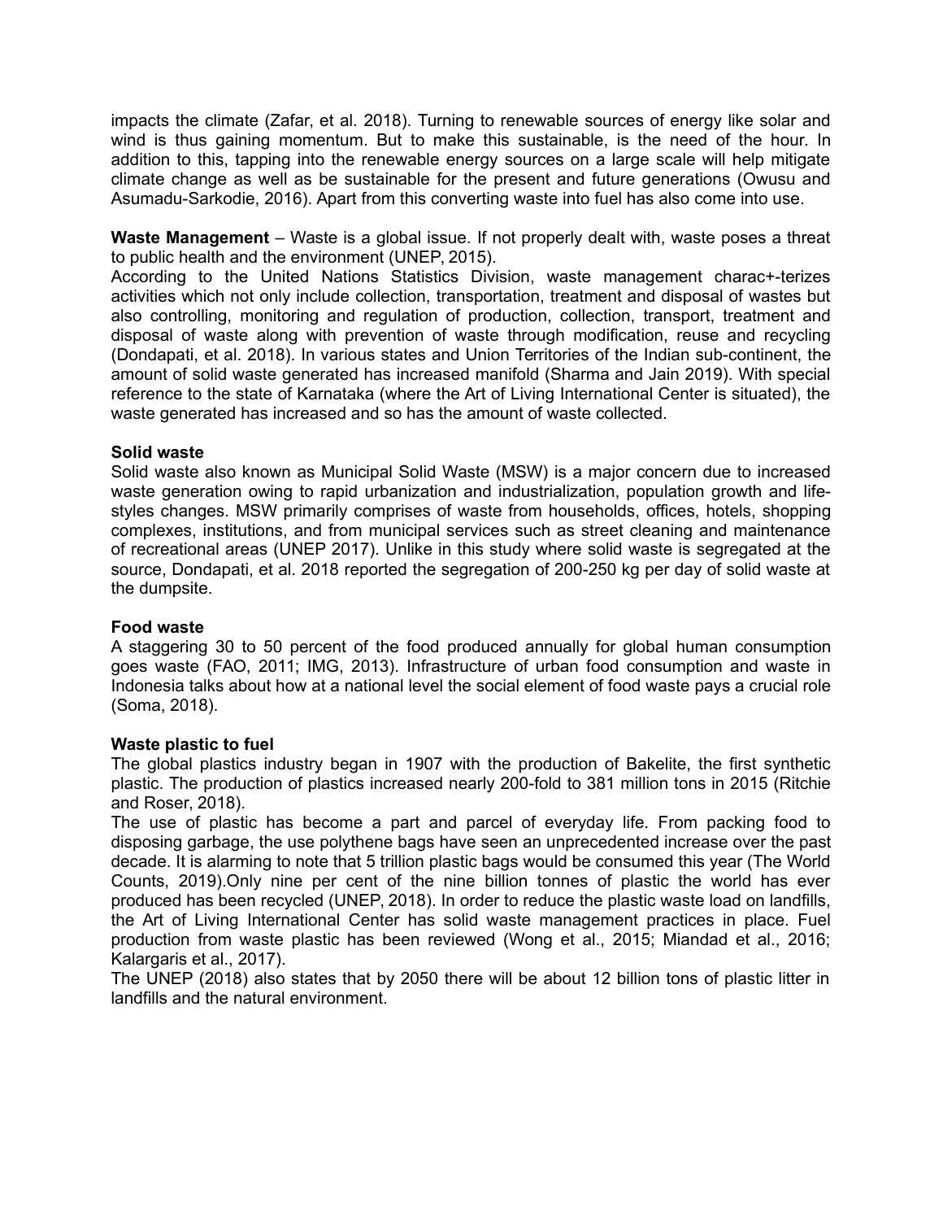impacts the climate (Zafar, et al. 2018). Turning to renewable sources of energy like solar and wind is thus gaining momentum. But to make this sustainable, is the need of the hour. In addition to this, tapping into the renewable energy sources on a large scale will help mitigate climate change as well as be sustainable for the present and future generations (Owusu and Asumadu-Sarkodie, 2016). Apart from this converting waste into fuel has also come into use.

**Waste Management** – Waste is a global issue. If not properly dealt with, waste poses a threat to public health and the environment (UNEP, 2015).
According to the United Nations Statistics Division, waste management charac+-terizes activities which not only include collection, transportation, treatment and disposal of wastes but also controlling, monitoring and regulation of production, collection, transport, treatment and disposal of waste along with prevention of waste through modification, reuse and recycling (Dondapati, et al. 2018). In various states and Union Territories of the Indian sub-continent, the amount of solid waste generated has increased manifold (Sharma and Jain 2019). With special reference to the state of Karnataka (where the Art of Living International Center is situated), the waste generated has increased and so has the amount of waste collected.

**Solid waste**
Solid waste also known as Municipal Solid Waste (MSW) is a major concern due to increased waste generation owing to rapid urbanization and industrialization, population growth and life-styles changes. MSW primarily comprises of waste from households, offices, hotels, shopping complexes, institutions, and from municipal services such as street cleaning and maintenance of recreational areas (UNEP 2017). Unlike in this study where solid waste is segregated at the source, Dondapati, et al. 2018 reported the segregation of 200-250 kg per day of solid waste at the dumpsite.

**Food waste**
A staggering 30 to 50 percent of the food produced annually for global human consumption goes waste (FAO, 2011; IMG, 2013). Infrastructure of urban food consumption and waste in Indonesia talks about how at a national level the social element of food waste pays a crucial role (Soma, 2018).

**Waste plastic to fuel**
The global plastics industry began in 1907 with the production of Bakelite, the first synthetic plastic. The production of plastics increased nearly 200-fold to 381 million tons in 2015 (Ritchie and Roser, 2018).
The use of plastic has become a part and parcel of everyday life. From packing food to disposing garbage, the use polythene bags have seen an unprecedented increase over the past decade. It is alarming to note that 5 trillion plastic bags would be consumed this year (The World Counts, 2019).Only nine per cent of the nine billion tonnes of plastic the world has ever produced has been recycled (UNEP, 2018). In order to reduce the plastic waste load on landfills, the Art of Living International Center has solid waste management practices in place. Fuel production from waste plastic has been reviewed (Wong et al., 2015; Miandad et al., 2016; Kalargaris et al., 2017).
The UNEP (2018) also states that by 2050 there will be about 12 billion tons of plastic litter in landfills and the natural environment.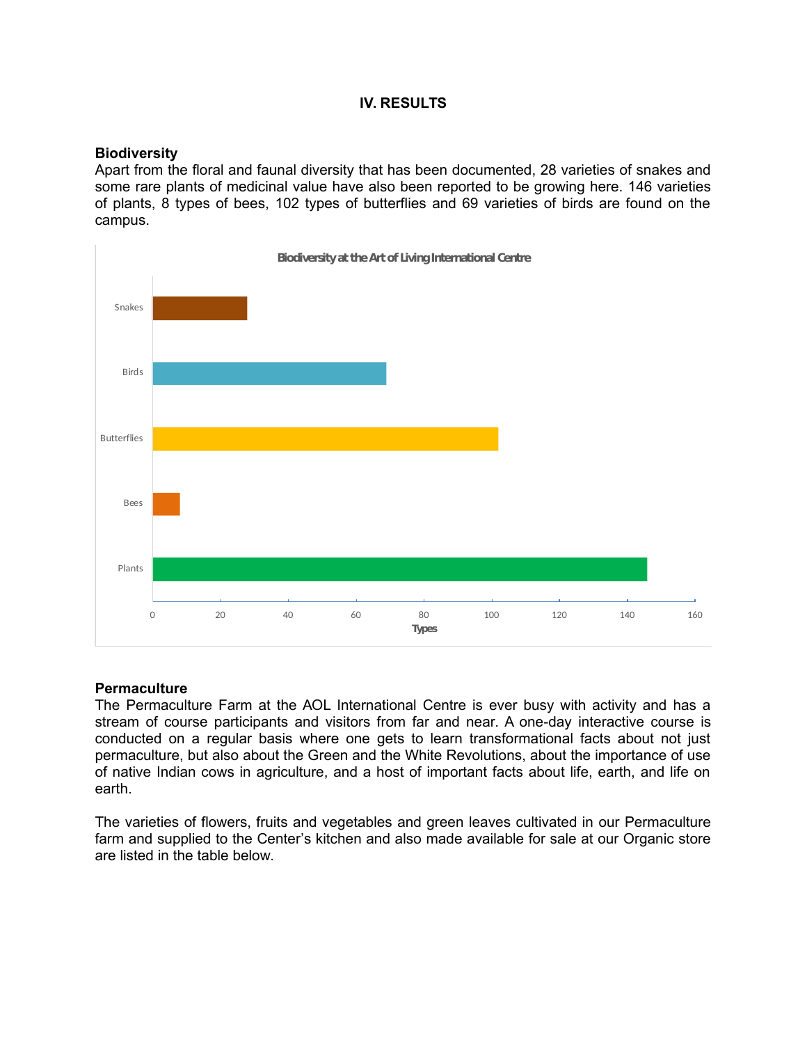# IV. RESULTS

## Biodiversity

Apart from the floral and faunal diversity that has been documented, 28 varieties of snakes and some rare plants of medicinal value have also been reported to be growing here. 146 varieties of plants, 8 types of bees, 102 types of butterflies and 69 varieties of birds are found on the campus.

**Biodiversity at the Art of Living International Centre**

| Category | Types |
|---|---|
| Snakes | 28 |
| Birds | 69 |
| Butterflies | 102 |
| Bees | 8 |
| Plants | 146 |

## Permaculture

The Permaculture Farm at the AOL International Centre is ever busy with activity and has a stream of course participants and visitors from far and near. A one-day interactive course is conducted on a regular basis where one gets to learn transformational facts about not just permaculture, but also about the Green and the White Revolutions, about the importance of use of native Indian cows in agriculture, and a host of important facts about life, earth, and life on earth.

The varieties of flowers, fruits and vegetables and green leaves cultivated in our Permaculture farm and supplied to the Center's kitchen and also made available for sale at our Organic store are listed in the table below.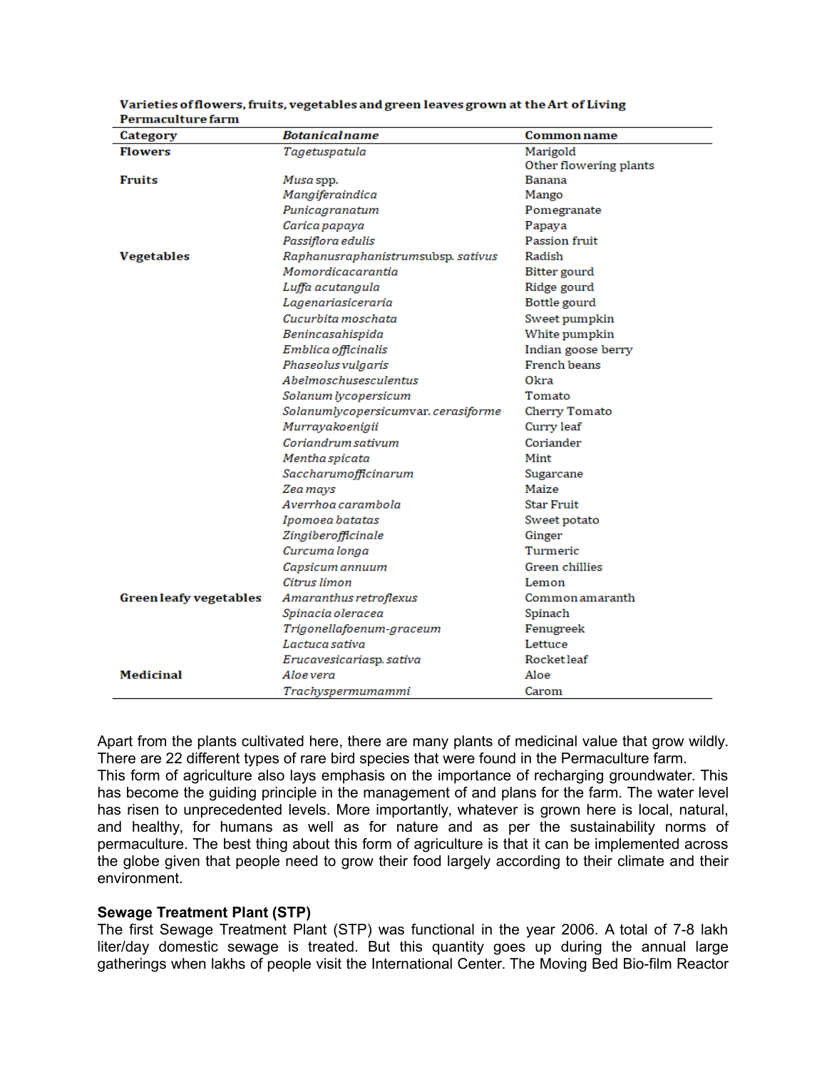**Varieties of flowers, fruits, vegetables and green leaves grown at the Art of Living Permaculture farm**

| Category | Botanical name | Common name |
|---|---|---|
| **Flowers** | *Tagetuspatula* | Marigold |
| | | Other flowering plants |
| **Fruits** | *Musa* spp. | Banana |
| | *Mangiferaindica* | Mango |
| | *Punicagranatum* | Pomegranate |
| | *Carica papaya* | Papaya |
| | *Passiflora edulis* | Passion fruit |
| **Vegetables** | *Raphanusraphanistrum*subsp. *sativus* | Radish |
| | *Momordicacarantia* | Bitter gourd |
| | *Luffa acutangula* | Ridge gourd |
| | *Lagenariasiceraria* | Bottle gourd |
| | *Cucurbita moschata* | Sweet pumpkin |
| | *Benincasahispida* | White pumpkin |
| | *Emblica officinalis* | Indian goose berry |
| | *Phaseolus vulgaris* | French beans |
| | *Abelmoschusesculentus* | Okra |
| | *Solanum lycopersicum* | Tomato |
| | *Solanumlycopersicum*var. *cerasiforme* | Cherry Tomato |
| | *Murrayakoenigii* | Curry leaf |
| | *Coriandrum sativum* | Coriander |
| | *Mentha spicata* | Mint |
| | *Saccharumofficinarum* | Sugarcane |
| | *Zea mays* | Maize |
| | *Averrhoa carambola* | Star Fruit |
| | *Ipomoea batatas* | Sweet potato |
| | *Zingiberofficinale* | Ginger |
| | *Curcuma longa* | Turmeric |
| | *Capsicum annuum* | Green chillies |
| | *Citrus limon* | Lemon |
| **Green leafy vegetables** | *Amaranthus retroflexus* | Common amaranth |
| | *Spinacia oleracea* | Spinach |
| | *Trigonellafoenum-graceum* | Fenugreek |
| | *Lactuca sativa* | Lettuce |
| | *Erucavesicariasp. sativa* | Rocket leaf |
| **Medicinal** | *Aloe vera* | Aloe |
| | *Trachyspermumammi* | Carom |

Apart from the plants cultivated here, there are many plants of medicinal value that grow wildly. There are 22 different types of rare bird species that were found in the Permaculture farm. This form of agriculture also lays emphasis on the importance of recharging groundwater. This has become the guiding principle in the management of and plans for the farm. The water level has risen to unprecedented levels. More importantly, whatever is grown here is local, natural, and healthy, for humans as well as for nature and as per the sustainability norms of permaculture. The best thing about this form of agriculture is that it can be implemented across the globe given that people need to grow their food largely according to their climate and their environment.

**Sewage Treatment Plant (STP)**

The first Sewage Treatment Plant (STP) was functional in the year 2006. A total of 7-8 lakh liter/day domestic sewage is treated. But this quantity goes up during the annual large gatherings when lakhs of people visit the International Center. The Moving Bed Bio-film Reactor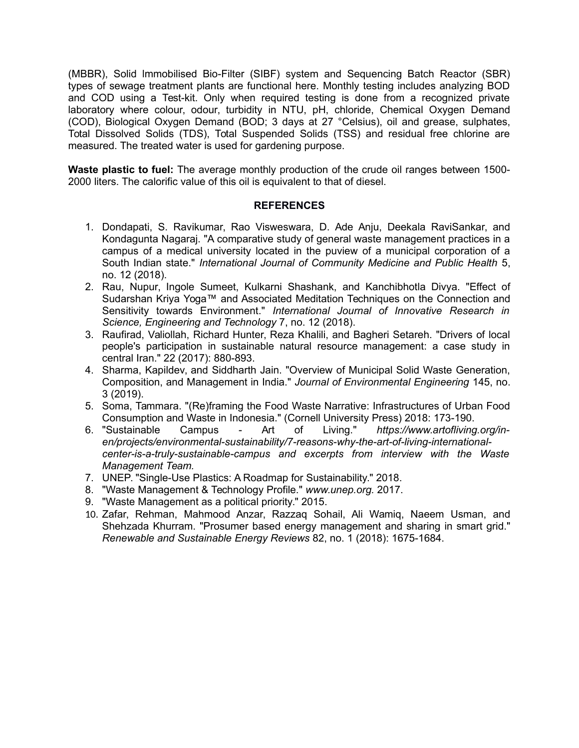(MBBR), Solid Immobilised Bio-Filter (SIBF) system and Sequencing Batch Reactor (SBR) types of sewage treatment plants are functional here. Monthly testing includes analyzing BOD and COD using a Test-kit. Only when required testing is done from a recognized private laboratory where colour, odour, turbidity in NTU, pH, chloride, Chemical Oxygen Demand (COD), Biological Oxygen Demand (BOD; 3 days at 27 °Celsius), oil and grease, sulphates, Total Dissolved Solids (TDS), Total Suspended Solids (TSS) and residual free chlorine are measured. The treated water is used for gardening purpose.

**Waste plastic to fuel:** The average monthly production of the crude oil ranges between 1500-2000 liters. The calorific value of this oil is equivalent to that of diesel.

## REFERENCES

1. Dondapati, S. Ravikumar, Rao Visweswara, D. Ade Anju, Deekala RaviSankar, and Kondagunta Nagaraj. "A comparative study of general waste management practices in a campus of a medical university located in the puview of a municipal corporation of a South Indian state." *International Journal of Community Medicine and Public Health* 5, no. 12 (2018).
2. Rau, Nupur, Ingole Sumeet, Kulkarni Shashank, and Kanchibhotla Divya. "Effect of Sudarshan Kriya Yoga™ and Associated Meditation Techniques on the Connection and Sensitivity towards Environment." *International Journal of Innovative Research in Science, Engineering and Technology* 7, no. 12 (2018).
3. Raufirad, Valiollah, Richard Hunter, Reza Khalili, and Bagheri Setareh. "Drivers of local people's participation in sustainable natural resource management: a case study in central Iran." 22 (2017): 880-893.
4. Sharma, Kapildev, and Siddharth Jain. "Overview of Municipal Solid Waste Generation, Composition, and Management in India." *Journal of Environmental Engineering* 145, no. 3 (2019).
5. Soma, Tammara. "(Re)framing the Food Waste Narrative: Infrastructures of Urban Food Consumption and Waste in Indonesia." (Cornell University Press) 2018: 173-190.
6. "Sustainable Campus - Art of Living." *https://www.artofliving.org/in-en/projects/environmental-sustainability/7-reasons-why-the-art-of-living-international-center-is-a-truly-sustainable-campus and excerpts from interview with the Waste Management Team.*
7. UNEP. "Single-Use Plastics: A Roadmap for Sustainability." 2018.
8. "Waste Management & Technology Profile." *www.unep.org.* 2017.
9. "Waste Management as a political priority." 2015.
10. Zafar, Rehman, Mahmood Anzar, Razzaq Sohail, Ali Wamiq, Naeem Usman, and Shehzada Khurram. "Prosumer based energy management and sharing in smart grid." *Renewable and Sustainable Energy Reviews* 82, no. 1 (2018): 1675-1684.